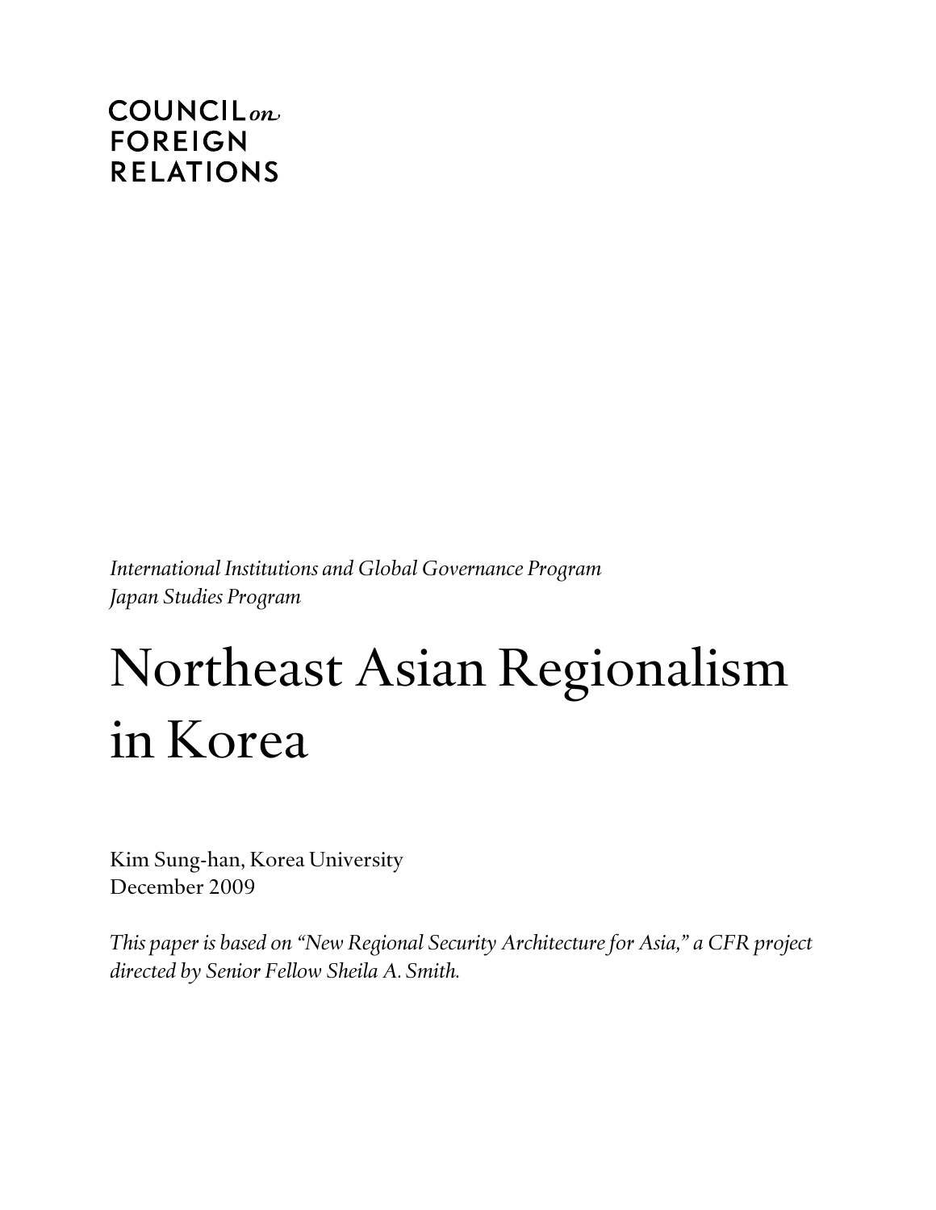COUNCIL *on*
FOREIGN
RELATIONS

*International Institutions and Global Governance Program*
*Japan Studies Program*

# Northeast Asian Regionalism in Korea

Kim Sung-han, Korea University
December 2009

*This paper is based on "New Regional Security Architecture for Asia," a CFR project directed by Senior Fellow Sheila A. Smith.*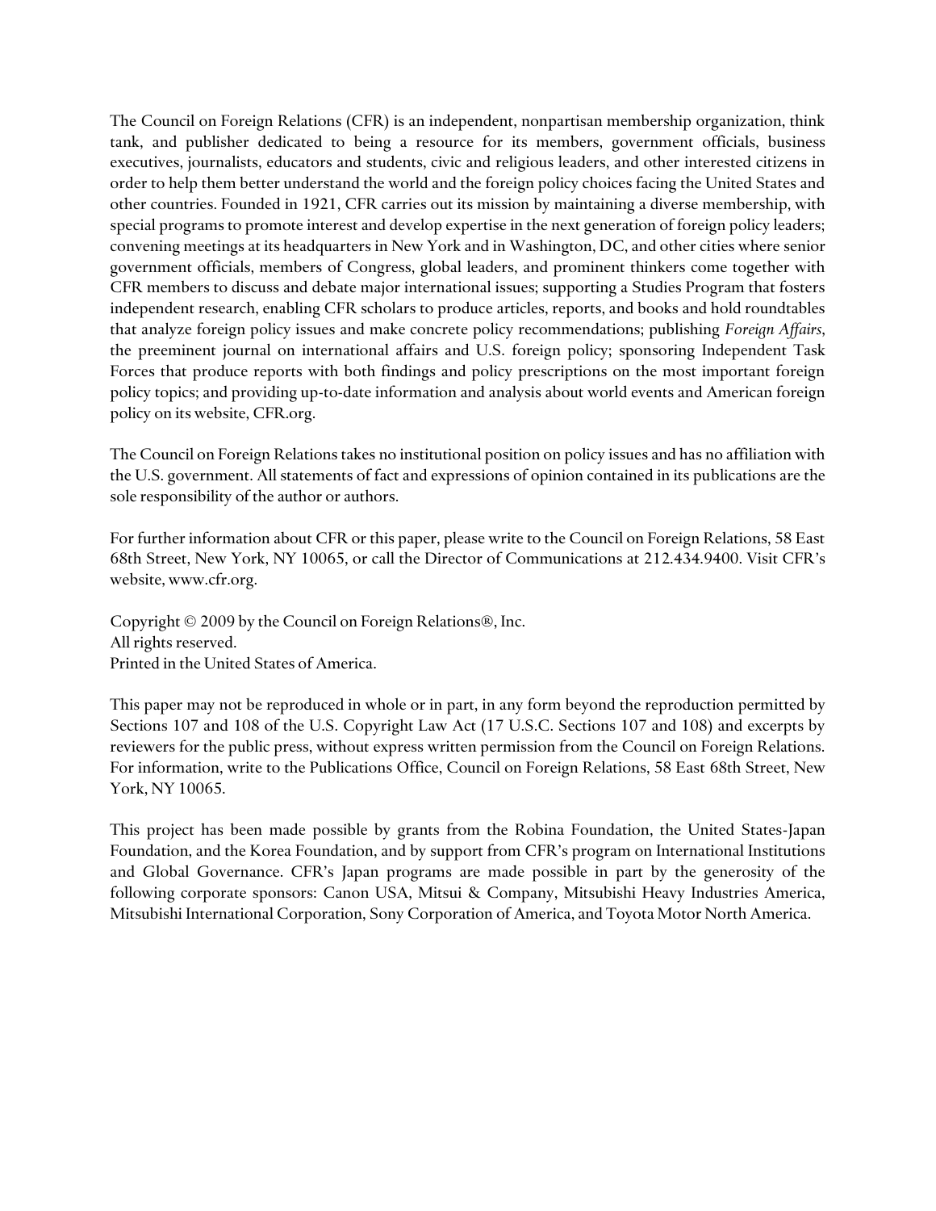The Council on Foreign Relations (CFR) is an independent, nonpartisan membership organization, think tank, and publisher dedicated to being a resource for its members, government officials, business executives, journalists, educators and students, civic and religious leaders, and other interested citizens in order to help them better understand the world and the foreign policy choices facing the United States and other countries. Founded in 1921, CFR carries out its mission by maintaining a diverse membership, with special programs to promote interest and develop expertise in the next generation of foreign policy leaders; convening meetings at its headquarters in New York and in Washington, DC, and other cities where senior government officials, members of Congress, global leaders, and prominent thinkers come together with CFR members to discuss and debate major international issues; supporting a Studies Program that fosters independent research, enabling CFR scholars to produce articles, reports, and books and hold roundtables that analyze foreign policy issues and make concrete policy recommendations; publishing *Foreign Affairs*, the preeminent journal on international affairs and U.S. foreign policy; sponsoring Independent Task Forces that produce reports with both findings and policy prescriptions on the most important foreign policy topics; and providing up-to-date information and analysis about world events and American foreign policy on its website, CFR.org.

The Council on Foreign Relations takes no institutional position on policy issues and has no affiliation with the U.S. government. All statements of fact and expressions of opinion contained in its publications are the sole responsibility of the author or authors.

For further information about CFR or this paper, please write to the Council on Foreign Relations, 58 East 68th Street, New York, NY 10065, or call the Director of Communications at 212.434.9400. Visit CFR's website, www.cfr.org.

Copyright © 2009 by the Council on Foreign Relations®, Inc.
All rights reserved.
Printed in the United States of America.

This paper may not be reproduced in whole or in part, in any form beyond the reproduction permitted by Sections 107 and 108 of the U.S. Copyright Law Act (17 U.S.C. Sections 107 and 108) and excerpts by reviewers for the public press, without express written permission from the Council on Foreign Relations. For information, write to the Publications Office, Council on Foreign Relations, 58 East 68th Street, New York, NY 10065.

This project has been made possible by grants from the Robina Foundation, the United States-Japan Foundation, and the Korea Foundation, and by support from CFR's program on International Institutions and Global Governance. CFR's Japan programs are made possible in part by the generosity of the following corporate sponsors: Canon USA, Mitsui & Company, Mitsubishi Heavy Industries America, Mitsubishi International Corporation, Sony Corporation of America, and Toyota Motor North America.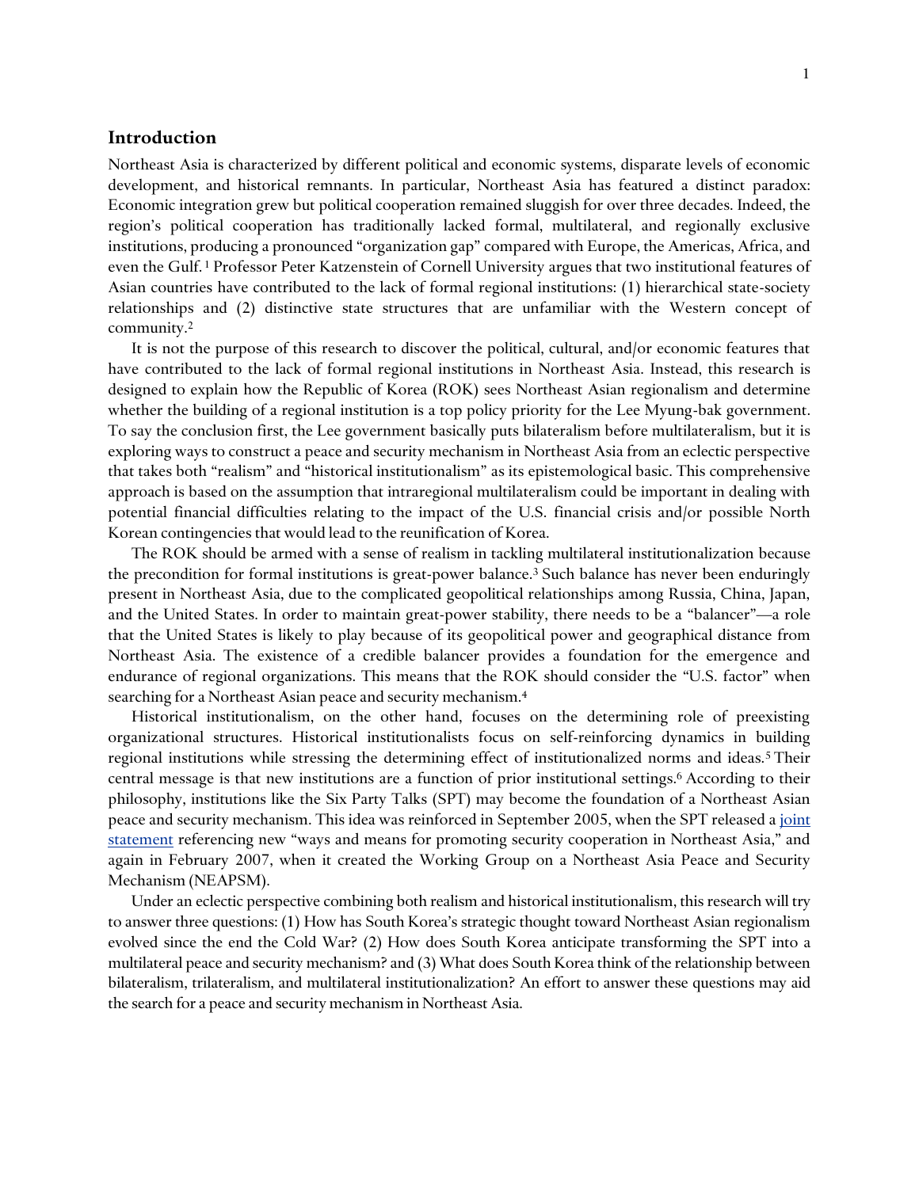## Introduction

Northeast Asia is characterized by different political and economic systems, disparate levels of economic development, and historical remnants. In particular, Northeast Asia has featured a distinct paradox: Economic integration grew but political cooperation remained sluggish for over three decades. Indeed, the region's political cooperation has traditionally lacked formal, multilateral, and regionally exclusive institutions, producing a pronounced "organization gap" compared with Europe, the Americas, Africa, and even the Gulf.[1] Professor Peter Katzenstein of Cornell University argues that two institutional features of Asian countries have contributed to the lack of formal regional institutions: (1) hierarchical state-society relationships and (2) distinctive state structures that are unfamiliar with the Western concept of community.[2]

It is not the purpose of this research to discover the political, cultural, and/or economic features that have contributed to the lack of formal regional institutions in Northeast Asia. Instead, this research is designed to explain how the Republic of Korea (ROK) sees Northeast Asian regionalism and determine whether the building of a regional institution is a top policy priority for the Lee Myung-bak government. To say the conclusion first, the Lee government basically puts bilateralism before multilateralism, but it is exploring ways to construct a peace and security mechanism in Northeast Asia from an eclectic perspective that takes both "realism" and "historical institutionalism" as its epistemological basic. This comprehensive approach is based on the assumption that intraregional multilateralism could be important in dealing with potential financial difficulties relating to the impact of the U.S. financial crisis and/or possible North Korean contingencies that would lead to the reunification of Korea.

The ROK should be armed with a sense of realism in tackling multilateral institutionalization because the precondition for formal institutions is great-power balance.[3] Such balance has never been enduringly present in Northeast Asia, due to the complicated geopolitical relationships among Russia, China, Japan, and the United States. In order to maintain great-power stability, there needs to be a "balancer"—a role that the United States is likely to play because of its geopolitical power and geographical distance from Northeast Asia. The existence of a credible balancer provides a foundation for the emergence and endurance of regional organizations. This means that the ROK should consider the "U.S. factor" when searching for a Northeast Asian peace and security mechanism.[4]

Historical institutionalism, on the other hand, focuses on the determining role of preexisting organizational structures. Historical institutionalists focus on self-reinforcing dynamics in building regional institutions while stressing the determining effect of institutionalized norms and ideas.[5] Their central message is that new institutions are a function of prior institutional settings.[6] According to their philosophy, institutions like the Six Party Talks (SPT) may become the foundation of a Northeast Asian peace and security mechanism. This idea was reinforced in September 2005, when the SPT released a joint statement referencing new "ways and means for promoting security cooperation in Northeast Asia," and again in February 2007, when it created the Working Group on a Northeast Asia Peace and Security Mechanism (NEAPSM).

Under an eclectic perspective combining both realism and historical institutionalism, this research will try to answer three questions: (1) How has South Korea's strategic thought toward Northeast Asian regionalism evolved since the end the Cold War? (2) How does South Korea anticipate transforming the SPT into a multilateral peace and security mechanism? and (3) What does South Korea think of the relationship between bilateralism, trilateralism, and multilateral institutionalization? An effort to answer these questions may aid the search for a peace and security mechanism in Northeast Asia.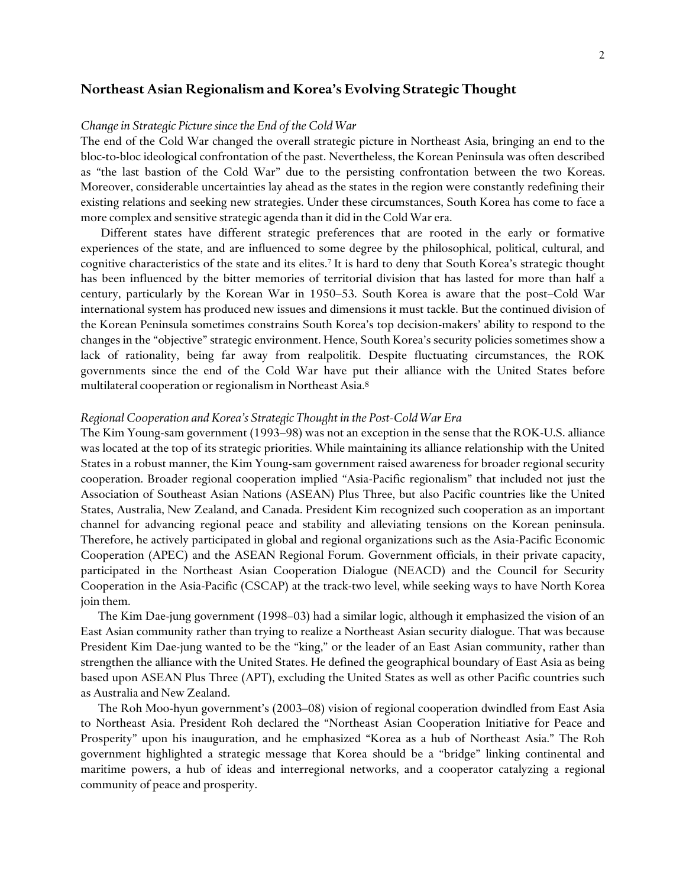## Northeast Asian Regionalism and Korea's Evolving Strategic Thought

### *Change in Strategic Picture since the End of the Cold War*

The end of the Cold War changed the overall strategic picture in Northeast Asia, bringing an end to the bloc-to-bloc ideological confrontation of the past. Nevertheless, the Korean Peninsula was often described as "the last bastion of the Cold War" due to the persisting confrontation between the two Koreas. Moreover, considerable uncertainties lay ahead as the states in the region were constantly redefining their existing relations and seeking new strategies. Under these circumstances, South Korea has come to face a more complex and sensitive strategic agenda than it did in the Cold War era.

Different states have different strategic preferences that are rooted in the early or formative experiences of the state, and are influenced to some degree by the philosophical, political, cultural, and cognitive characteristics of the state and its elites.[7] It is hard to deny that South Korea's strategic thought has been influenced by the bitter memories of territorial division that has lasted for more than half a century, particularly by the Korean War in 1950–53. South Korea is aware that the post–Cold War international system has produced new issues and dimensions it must tackle. But the continued division of the Korean Peninsula sometimes constrains South Korea's top decision-makers' ability to respond to the changes in the "objective" strategic environment. Hence, South Korea's security policies sometimes show a lack of rationality, being far away from realpolitik. Despite fluctuating circumstances, the ROK governments since the end of the Cold War have put their alliance with the United States before multilateral cooperation or regionalism in Northeast Asia.[8]

### *Regional Cooperation and Korea's Strategic Thought in the Post-Cold War Era*

The Kim Young-sam government (1993–98) was not an exception in the sense that the ROK-U.S. alliance was located at the top of its strategic priorities. While maintaining its alliance relationship with the United States in a robust manner, the Kim Young-sam government raised awareness for broader regional security cooperation. Broader regional cooperation implied "Asia-Pacific regionalism" that included not just the Association of Southeast Asian Nations (ASEAN) Plus Three, but also Pacific countries like the United States, Australia, New Zealand, and Canada. President Kim recognized such cooperation as an important channel for advancing regional peace and stability and alleviating tensions on the Korean peninsula. Therefore, he actively participated in global and regional organizations such as the Asia-Pacific Economic Cooperation (APEC) and the ASEAN Regional Forum. Government officials, in their private capacity, participated in the Northeast Asian Cooperation Dialogue (NEACD) and the Council for Security Cooperation in the Asia-Pacific (CSCAP) at the track-two level, while seeking ways to have North Korea join them.

The Kim Dae-jung government (1998–03) had a similar logic, although it emphasized the vision of an East Asian community rather than trying to realize a Northeast Asian security dialogue. That was because President Kim Dae-jung wanted to be the "king," or the leader of an East Asian community, rather than strengthen the alliance with the United States. He defined the geographical boundary of East Asia as being based upon ASEAN Plus Three (APT), excluding the United States as well as other Pacific countries such as Australia and New Zealand.

The Roh Moo-hyun government's (2003–08) vision of regional cooperation dwindled from East Asia to Northeast Asia. President Roh declared the "Northeast Asian Cooperation Initiative for Peace and Prosperity" upon his inauguration, and he emphasized "Korea as a hub of Northeast Asia." The Roh government highlighted a strategic message that Korea should be a "bridge" linking continental and maritime powers, a hub of ideas and interregional networks, and a cooperator catalyzing a regional community of peace and prosperity.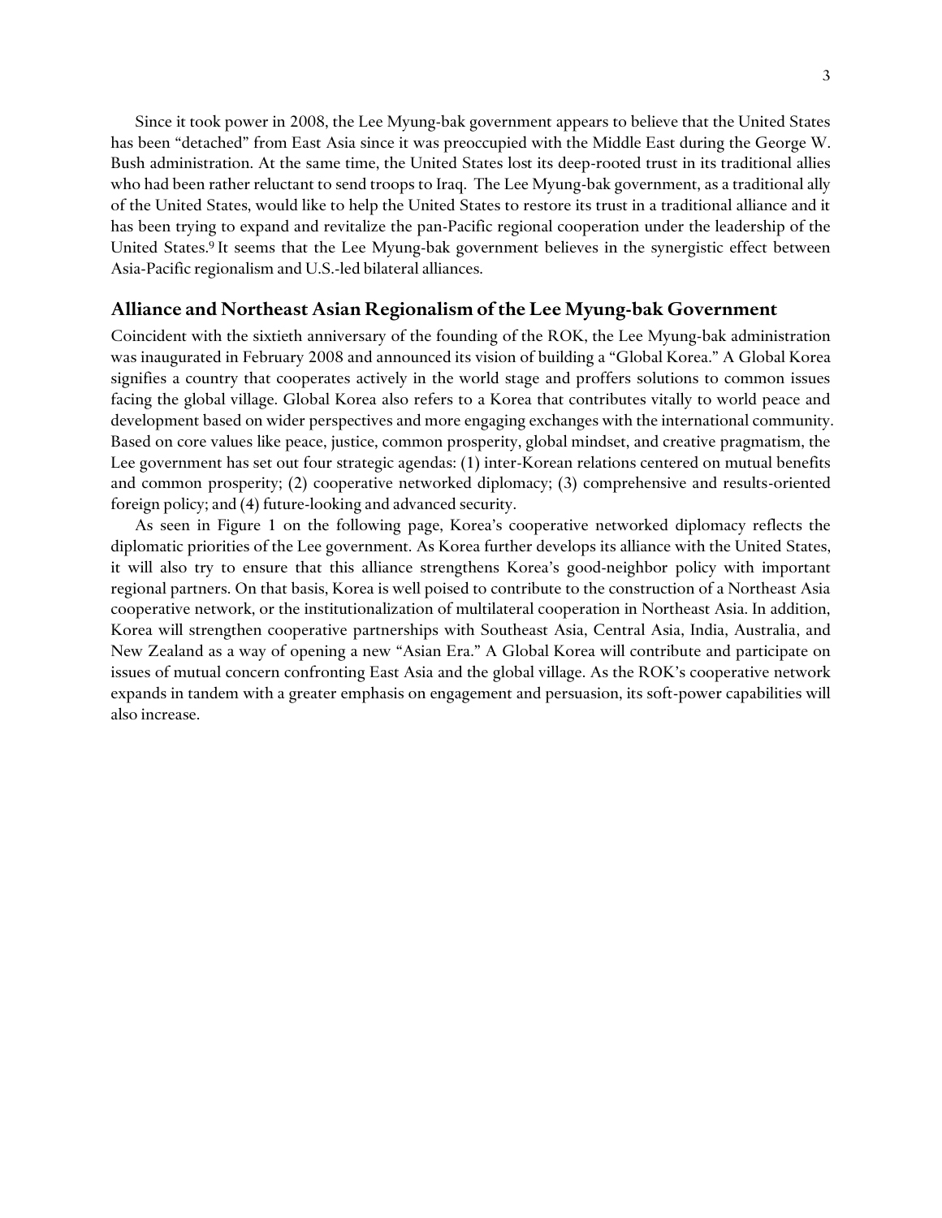Since it took power in 2008, the Lee Myung-bak government appears to believe that the United States has been "detached" from East Asia since it was preoccupied with the Middle East during the George W. Bush administration. At the same time, the United States lost its deep-rooted trust in its traditional allies who had been rather reluctant to send troops to Iraq. The Lee Myung-bak government, as a traditional ally of the United States, would like to help the United States to restore its trust in a traditional alliance and it has been trying to expand and revitalize the pan-Pacific regional cooperation under the leadership of the United States.[9] It seems that the Lee Myung-bak government believes in the synergistic effect between Asia-Pacific regionalism and U.S.-led bilateral alliances.

## Alliance and Northeast Asian Regionalism of the Lee Myung-bak Government

Coincident with the sixtieth anniversary of the founding of the ROK, the Lee Myung-bak administration was inaugurated in February 2008 and announced its vision of building a "Global Korea." A Global Korea signifies a country that cooperates actively in the world stage and proffers solutions to common issues facing the global village. Global Korea also refers to a Korea that contributes vitally to world peace and development based on wider perspectives and more engaging exchanges with the international community. Based on core values like peace, justice, common prosperity, global mindset, and creative pragmatism, the Lee government has set out four strategic agendas: (1) inter-Korean relations centered on mutual benefits and common prosperity; (2) cooperative networked diplomacy; (3) comprehensive and results-oriented foreign policy; and (4) future-looking and advanced security.

As seen in Figure 1 on the following page, Korea's cooperative networked diplomacy reflects the diplomatic priorities of the Lee government. As Korea further develops its alliance with the United States, it will also try to ensure that this alliance strengthens Korea's good-neighbor policy with important regional partners. On that basis, Korea is well poised to contribute to the construction of a Northeast Asia cooperative network, or the institutionalization of multilateral cooperation in Northeast Asia. In addition, Korea will strengthen cooperative partnerships with Southeast Asia, Central Asia, India, Australia, and New Zealand as a way of opening a new "Asian Era." A Global Korea will contribute and participate on issues of mutual concern confronting East Asia and the global village. As the ROK's cooperative network expands in tandem with a greater emphasis on engagement and persuasion, its soft-power capabilities will also increase.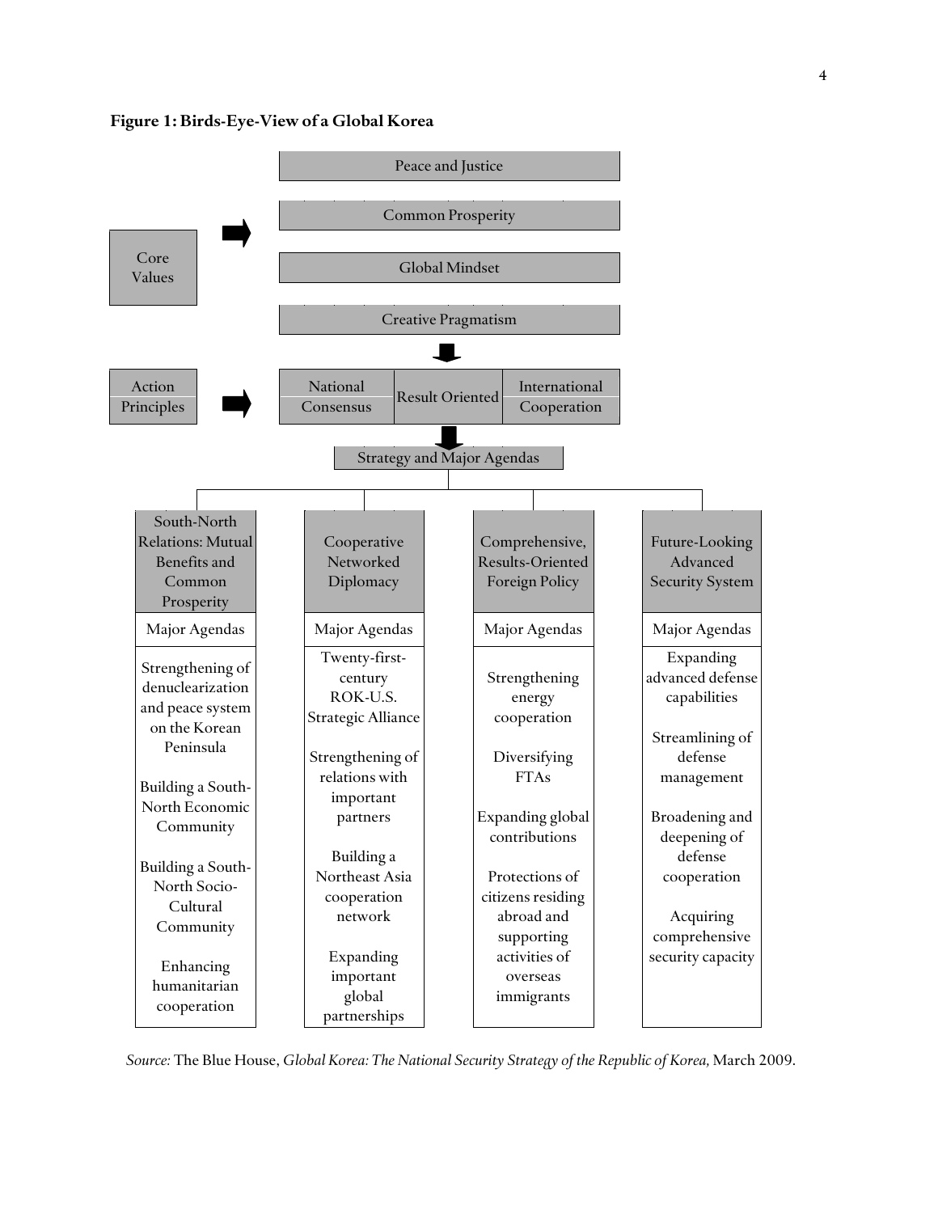**Figure 1: Birds-Eye-View of a Global Korea**

**Core Values** ➡

- Peace and Justice
- Common Prosperity
- Global Mindset
- Creative Pragmatism

⬇

**Action Principles** ➡

| National Consensus | Result Oriented | International Cooperation |
|---|---|---|

⬇

**Strategy and Major Agendas**

| South-North Relations: Mutual Benefits and Common Prosperity | Cooperative Networked Diplomacy | Comprehensive, Results-Oriented Foreign Policy | Future-Looking Advanced Security System |
|---|---|---|---|
| Major Agendas | Major Agendas | Major Agendas | Major Agendas |
| Strengthening of denuclearization and peace system on the Korean Peninsula<br><br>Building a South-North Economic Community<br><br>Building a South-North Socio-Cultural Community<br><br>Enhancing humanitarian cooperation | Twenty-first-century ROK-U.S. Strategic Alliance<br><br>Strengthening of relations with important partners<br><br>Building a Northeast Asia cooperation network<br><br>Expanding important global partnerships | Strengthening energy cooperation<br><br>Diversifying FTAs<br><br>Expanding global contributions<br><br>Protections of citizens residing abroad and supporting activities of overseas immigrants | Expanding advanced defense capabilities<br><br>Streamlining of defense management<br><br>Broadening and deepening of defense cooperation<br><br>Acquiring comprehensive security capacity |

*Source:* The Blue House, *Global Korea: The National Security Strategy of the Republic of Korea,* March 2009.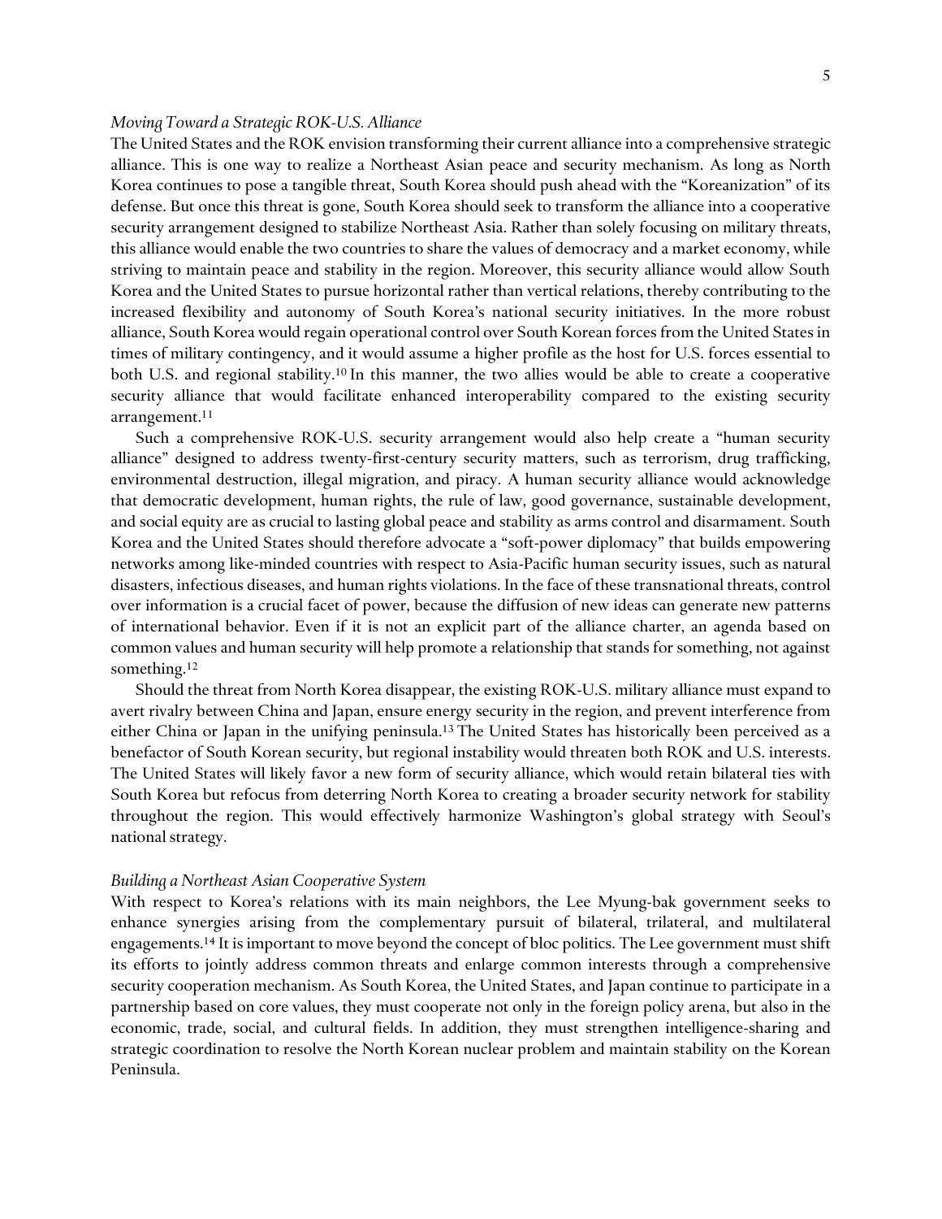*Moving Toward a Strategic ROK-U.S. Alliance*

The United States and the ROK envision transforming their current alliance into a comprehensive strategic alliance. This is one way to realize a Northeast Asian peace and security mechanism. As long as North Korea continues to pose a tangible threat, South Korea should push ahead with the "Koreanization" of its defense. But once this threat is gone, South Korea should seek to transform the alliance into a cooperative security arrangement designed to stabilize Northeast Asia. Rather than solely focusing on military threats, this alliance would enable the two countries to share the values of democracy and a market economy, while striving to maintain peace and stability in the region. Moreover, this security alliance would allow South Korea and the United States to pursue horizontal rather than vertical relations, thereby contributing to the increased flexibility and autonomy of South Korea's national security initiatives. In the more robust alliance, South Korea would regain operational control over South Korean forces from the United States in times of military contingency, and it would assume a higher profile as the host for U.S. forces essential to both U.S. and regional stability.[10] In this manner, the two allies would be able to create a cooperative security alliance that would facilitate enhanced interoperability compared to the existing security arrangement.[11]

Such a comprehensive ROK-U.S. security arrangement would also help create a "human security alliance" designed to address twenty-first-century security matters, such as terrorism, drug trafficking, environmental destruction, illegal migration, and piracy. A human security alliance would acknowledge that democratic development, human rights, the rule of law, good governance, sustainable development, and social equity are as crucial to lasting global peace and stability as arms control and disarmament. South Korea and the United States should therefore advocate a "soft-power diplomacy" that builds empowering networks among like-minded countries with respect to Asia-Pacific human security issues, such as natural disasters, infectious diseases, and human rights violations. In the face of these transnational threats, control over information is a crucial facet of power, because the diffusion of new ideas can generate new patterns of international behavior. Even if it is not an explicit part of the alliance charter, an agenda based on common values and human security will help promote a relationship that stands for something, not against something.[12]

Should the threat from North Korea disappear, the existing ROK-U.S. military alliance must expand to avert rivalry between China and Japan, ensure energy security in the region, and prevent interference from either China or Japan in the unifying peninsula.[13] The United States has historically been perceived as a benefactor of South Korean security, but regional instability would threaten both ROK and U.S. interests. The United States will likely favor a new form of security alliance, which would retain bilateral ties with South Korea but refocus from deterring North Korea to creating a broader security network for stability throughout the region. This would effectively harmonize Washington's global strategy with Seoul's national strategy.

*Building a Northeast Asian Cooperative System*

With respect to Korea's relations with its main neighbors, the Lee Myung-bak government seeks to enhance synergies arising from the complementary pursuit of bilateral, trilateral, and multilateral engagements.[14] It is important to move beyond the concept of bloc politics. The Lee government must shift its efforts to jointly address common threats and enlarge common interests through a comprehensive security cooperation mechanism. As South Korea, the United States, and Japan continue to participate in a partnership based on core values, they must cooperate not only in the foreign policy arena, but also in the economic, trade, social, and cultural fields. In addition, they must strengthen intelligence-sharing and strategic coordination to resolve the North Korean nuclear problem and maintain stability on the Korean Peninsula.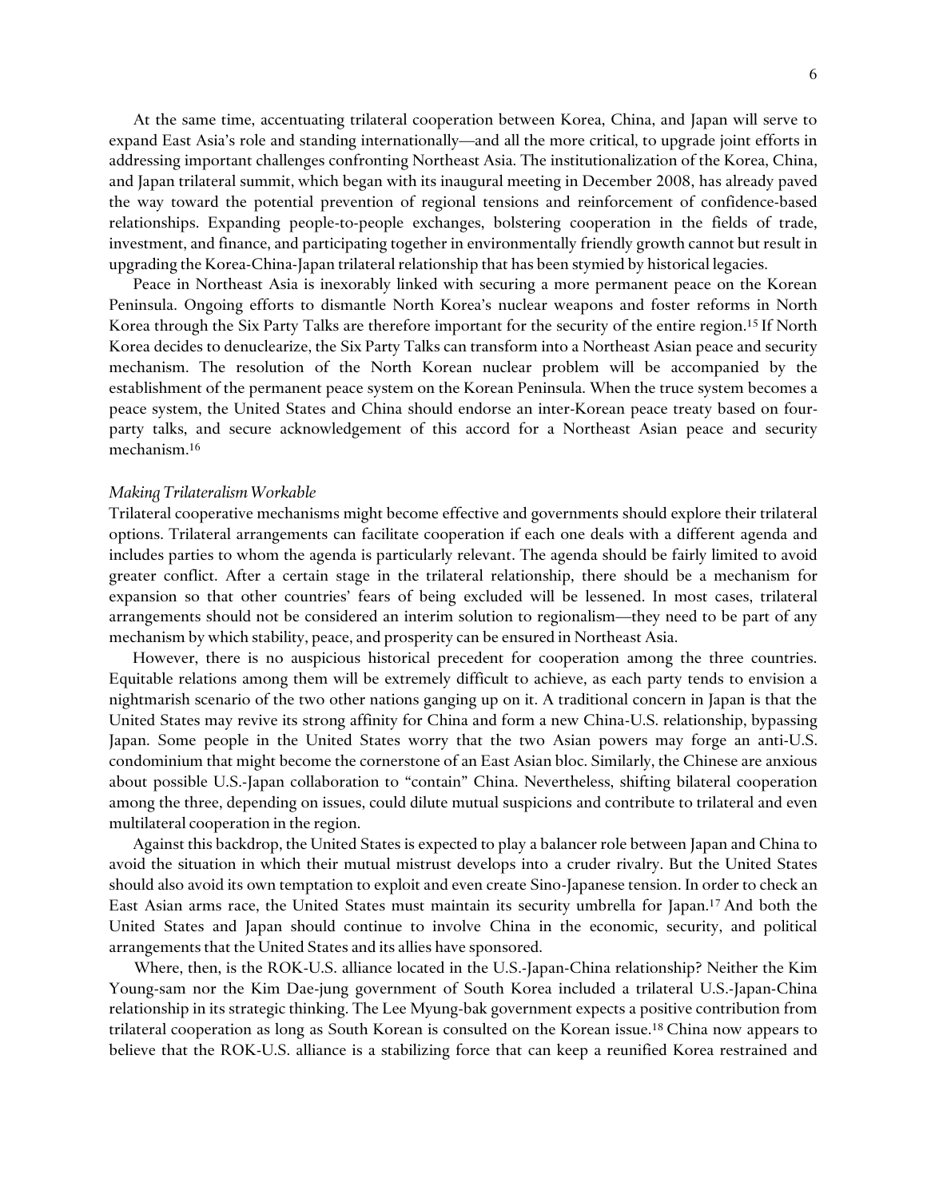At the same time, accentuating trilateral cooperation between Korea, China, and Japan will serve to expand East Asia's role and standing internationally—and all the more critical, to upgrade joint efforts in addressing important challenges confronting Northeast Asia. The institutionalization of the Korea, China, and Japan trilateral summit, which began with its inaugural meeting in December 2008, has already paved the way toward the potential prevention of regional tensions and reinforcement of confidence-based relationships. Expanding people-to-people exchanges, bolstering cooperation in the fields of trade, investment, and finance, and participating together in environmentally friendly growth cannot but result in upgrading the Korea-China-Japan trilateral relationship that has been stymied by historical legacies.

Peace in Northeast Asia is inexorably linked with securing a more permanent peace on the Korean Peninsula. Ongoing efforts to dismantle North Korea's nuclear weapons and foster reforms in North Korea through the Six Party Talks are therefore important for the security of the entire region.[15] If North Korea decides to denuclearize, the Six Party Talks can transform into a Northeast Asian peace and security mechanism. The resolution of the North Korean nuclear problem will be accompanied by the establishment of the permanent peace system on the Korean Peninsula. When the truce system becomes a peace system, the United States and China should endorse an inter-Korean peace treaty based on four-party talks, and secure acknowledgement of this accord for a Northeast Asian peace and security mechanism.[16]

*Making Trilateralism Workable*

Trilateral cooperative mechanisms might become effective and governments should explore their trilateral options. Trilateral arrangements can facilitate cooperation if each one deals with a different agenda and includes parties to whom the agenda is particularly relevant. The agenda should be fairly limited to avoid greater conflict. After a certain stage in the trilateral relationship, there should be a mechanism for expansion so that other countries' fears of being excluded will be lessened. In most cases, trilateral arrangements should not be considered an interim solution to regionalism—they need to be part of any mechanism by which stability, peace, and prosperity can be ensured in Northeast Asia.

However, there is no auspicious historical precedent for cooperation among the three countries. Equitable relations among them will be extremely difficult to achieve, as each party tends to envision a nightmarish scenario of the two other nations ganging up on it. A traditional concern in Japan is that the United States may revive its strong affinity for China and form a new China-U.S. relationship, bypassing Japan. Some people in the United States worry that the two Asian powers may forge an anti-U.S. condominium that might become the cornerstone of an East Asian bloc. Similarly, the Chinese are anxious about possible U.S.-Japan collaboration to "contain" China. Nevertheless, shifting bilateral cooperation among the three, depending on issues, could dilute mutual suspicions and contribute to trilateral and even multilateral cooperation in the region.

Against this backdrop, the United States is expected to play a balancer role between Japan and China to avoid the situation in which their mutual mistrust develops into a cruder rivalry. But the United States should also avoid its own temptation to exploit and even create Sino-Japanese tension. In order to check an East Asian arms race, the United States must maintain its security umbrella for Japan.[17] And both the United States and Japan should continue to involve China in the economic, security, and political arrangements that the United States and its allies have sponsored.

Where, then, is the ROK-U.S. alliance located in the U.S.-Japan-China relationship? Neither the Kim Young-sam nor the Kim Dae-jung government of South Korea included a trilateral U.S.-Japan-China relationship in its strategic thinking. The Lee Myung-bak government expects a positive contribution from trilateral cooperation as long as South Korean is consulted on the Korean issue.[18] China now appears to believe that the ROK-U.S. alliance is a stabilizing force that can keep a reunified Korea restrained and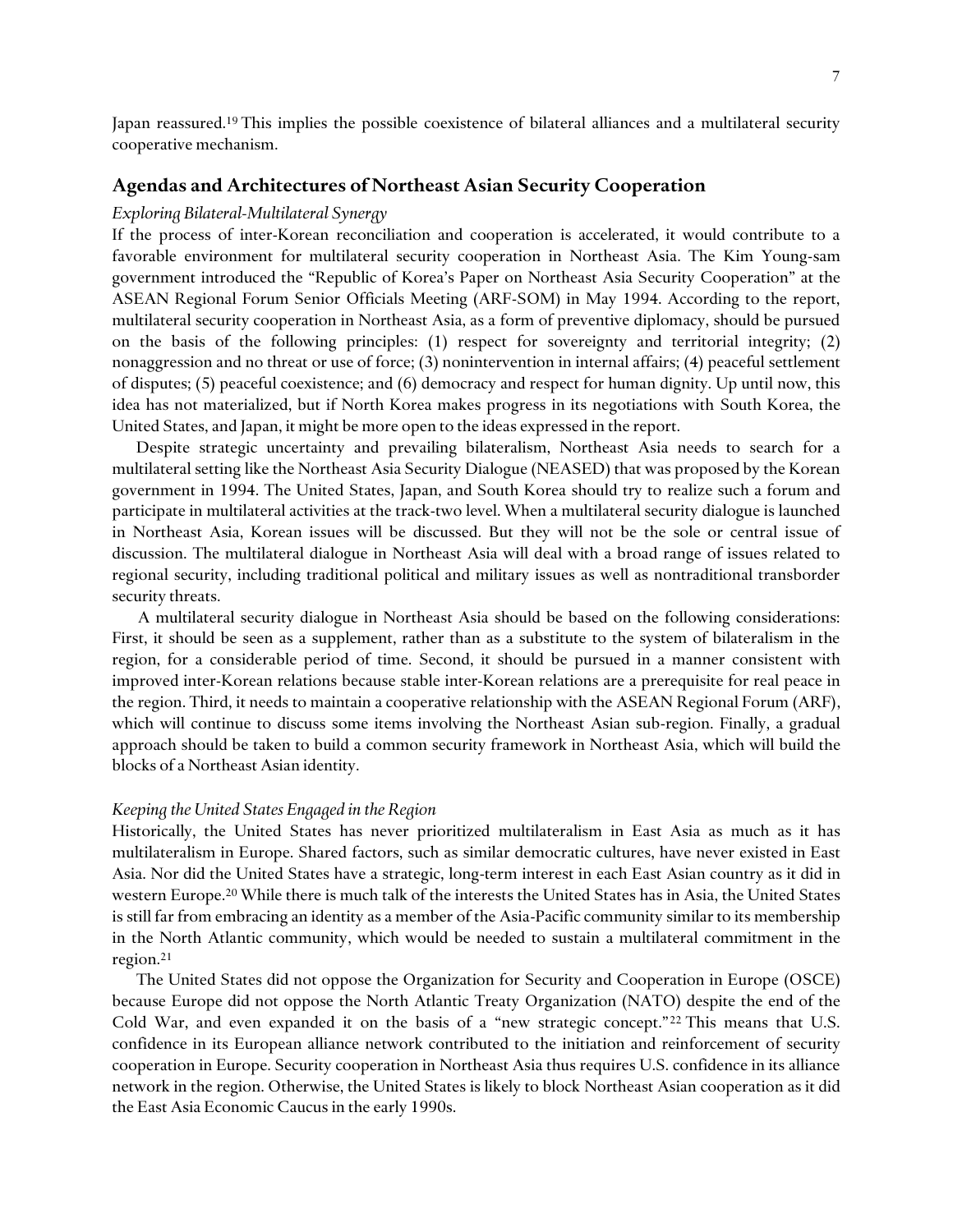Japan reassured.[19] This implies the possible coexistence of bilateral alliances and a multilateral security cooperative mechanism.

## Agendas and Architectures of Northeast Asian Security Cooperation

*Exploring Bilateral-Multilateral Synergy*

If the process of inter-Korean reconciliation and cooperation is accelerated, it would contribute to a favorable environment for multilateral security cooperation in Northeast Asia. The Kim Young-sam government introduced the "Republic of Korea's Paper on Northeast Asia Security Cooperation" at the ASEAN Regional Forum Senior Officials Meeting (ARF-SOM) in May 1994. According to the report, multilateral security cooperation in Northeast Asia, as a form of preventive diplomacy, should be pursued on the basis of the following principles: (1) respect for sovereignty and territorial integrity; (2) nonaggression and no threat or use of force; (3) nonintervention in internal affairs; (4) peaceful settlement of disputes; (5) peaceful coexistence; and (6) democracy and respect for human dignity. Up until now, this idea has not materialized, but if North Korea makes progress in its negotiations with South Korea, the United States, and Japan, it might be more open to the ideas expressed in the report.

Despite strategic uncertainty and prevailing bilateralism, Northeast Asia needs to search for a multilateral setting like the Northeast Asia Security Dialogue (NEASED) that was proposed by the Korean government in 1994. The United States, Japan, and South Korea should try to realize such a forum and participate in multilateral activities at the track-two level. When a multilateral security dialogue is launched in Northeast Asia, Korean issues will be discussed. But they will not be the sole or central issue of discussion. The multilateral dialogue in Northeast Asia will deal with a broad range of issues related to regional security, including traditional political and military issues as well as nontraditional transborder security threats.

A multilateral security dialogue in Northeast Asia should be based on the following considerations: First, it should be seen as a supplement, rather than as a substitute to the system of bilateralism in the region, for a considerable period of time. Second, it should be pursued in a manner consistent with improved inter-Korean relations because stable inter-Korean relations are a prerequisite for real peace in the region. Third, it needs to maintain a cooperative relationship with the ASEAN Regional Forum (ARF), which will continue to discuss some items involving the Northeast Asian sub-region. Finally, a gradual approach should be taken to build a common security framework in Northeast Asia, which will build the blocks of a Northeast Asian identity.

*Keeping the United States Engaged in the Region*

Historically, the United States has never prioritized multilateralism in East Asia as much as it has multilateralism in Europe. Shared factors, such as similar democratic cultures, have never existed in East Asia. Nor did the United States have a strategic, long-term interest in each East Asian country as it did in western Europe.[20] While there is much talk of the interests the United States has in Asia, the United States is still far from embracing an identity as a member of the Asia-Pacific community similar to its membership in the North Atlantic community, which would be needed to sustain a multilateral commitment in the region.[21]

The United States did not oppose the Organization for Security and Cooperation in Europe (OSCE) because Europe did not oppose the North Atlantic Treaty Organization (NATO) despite the end of the Cold War, and even expanded it on the basis of a "new strategic concept."[22] This means that U.S. confidence in its European alliance network contributed to the initiation and reinforcement of security cooperation in Europe. Security cooperation in Northeast Asia thus requires U.S. confidence in its alliance network in the region. Otherwise, the United States is likely to block Northeast Asian cooperation as it did the East Asia Economic Caucus in the early 1990s.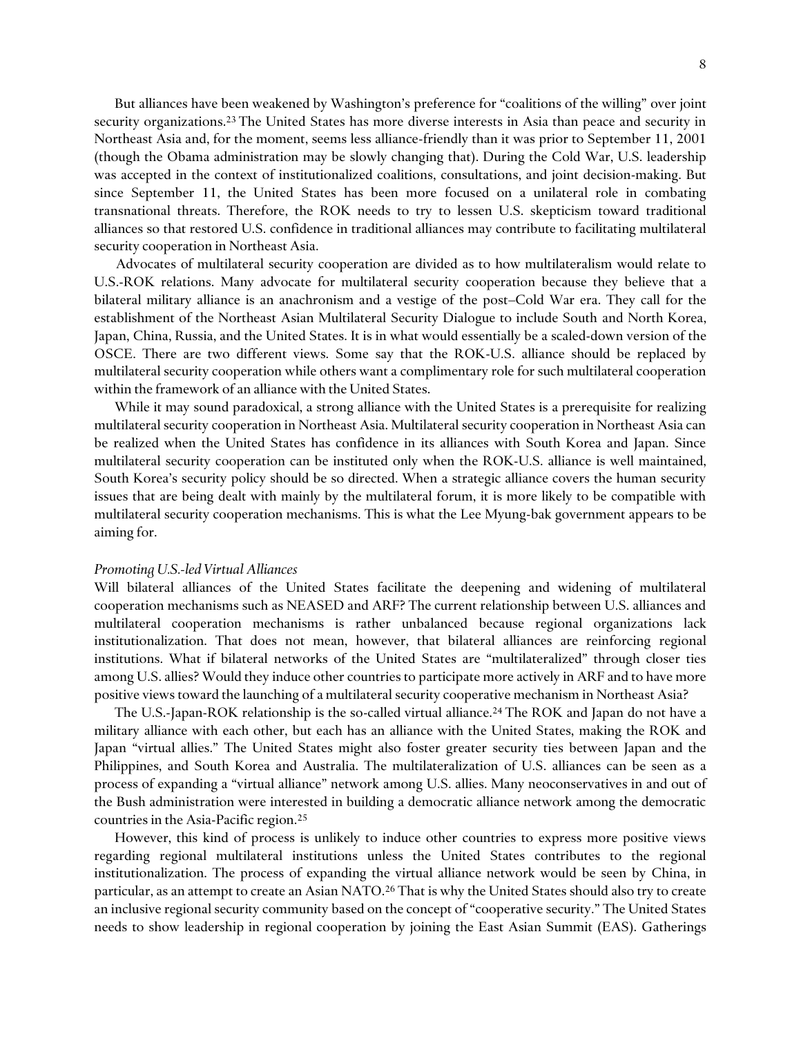But alliances have been weakened by Washington's preference for "coalitions of the willing" over joint security organizations.[23] The United States has more diverse interests in Asia than peace and security in Northeast Asia and, for the moment, seems less alliance-friendly than it was prior to September 11, 2001 (though the Obama administration may be slowly changing that). During the Cold War, U.S. leadership was accepted in the context of institutionalized coalitions, consultations, and joint decision-making. But since September 11, the United States has been more focused on a unilateral role in combating transnational threats. Therefore, the ROK needs to try to lessen U.S. skepticism toward traditional alliances so that restored U.S. confidence in traditional alliances may contribute to facilitating multilateral security cooperation in Northeast Asia.

Advocates of multilateral security cooperation are divided as to how multilateralism would relate to U.S.-ROK relations. Many advocate for multilateral security cooperation because they believe that a bilateral military alliance is an anachronism and a vestige of the post–Cold War era. They call for the establishment of the Northeast Asian Multilateral Security Dialogue to include South and North Korea, Japan, China, Russia, and the United States. It is in what would essentially be a scaled-down version of the OSCE. There are two different views. Some say that the ROK-U.S. alliance should be replaced by multilateral security cooperation while others want a complimentary role for such multilateral cooperation within the framework of an alliance with the United States.

While it may sound paradoxical, a strong alliance with the United States is a prerequisite for realizing multilateral security cooperation in Northeast Asia. Multilateral security cooperation in Northeast Asia can be realized when the United States has confidence in its alliances with South Korea and Japan. Since multilateral security cooperation can be instituted only when the ROK-U.S. alliance is well maintained, South Korea's security policy should be so directed. When a strategic alliance covers the human security issues that are being dealt with mainly by the multilateral forum, it is more likely to be compatible with multilateral security cooperation mechanisms. This is what the Lee Myung-bak government appears to be aiming for.

*Promoting U.S.-led Virtual Alliances*

Will bilateral alliances of the United States facilitate the deepening and widening of multilateral cooperation mechanisms such as NEASED and ARF? The current relationship between U.S. alliances and multilateral cooperation mechanisms is rather unbalanced because regional organizations lack institutionalization. That does not mean, however, that bilateral alliances are reinforcing regional institutions. What if bilateral networks of the United States are "multilateralized" through closer ties among U.S. allies? Would they induce other countries to participate more actively in ARF and to have more positive views toward the launching of a multilateral security cooperative mechanism in Northeast Asia?

The U.S.-Japan-ROK relationship is the so-called virtual alliance.[24] The ROK and Japan do not have a military alliance with each other, but each has an alliance with the United States, making the ROK and Japan "virtual allies." The United States might also foster greater security ties between Japan and the Philippines, and South Korea and Australia. The multilateralization of U.S. alliances can be seen as a process of expanding a "virtual alliance" network among U.S. allies. Many neoconservatives in and out of the Bush administration were interested in building a democratic alliance network among the democratic countries in the Asia-Pacific region.[25]

However, this kind of process is unlikely to induce other countries to express more positive views regarding regional multilateral institutions unless the United States contributes to the regional institutionalization. The process of expanding the virtual alliance network would be seen by China, in particular, as an attempt to create an Asian NATO.[26] That is why the United States should also try to create an inclusive regional security community based on the concept of "cooperative security." The United States needs to show leadership in regional cooperation by joining the East Asian Summit (EAS). Gatherings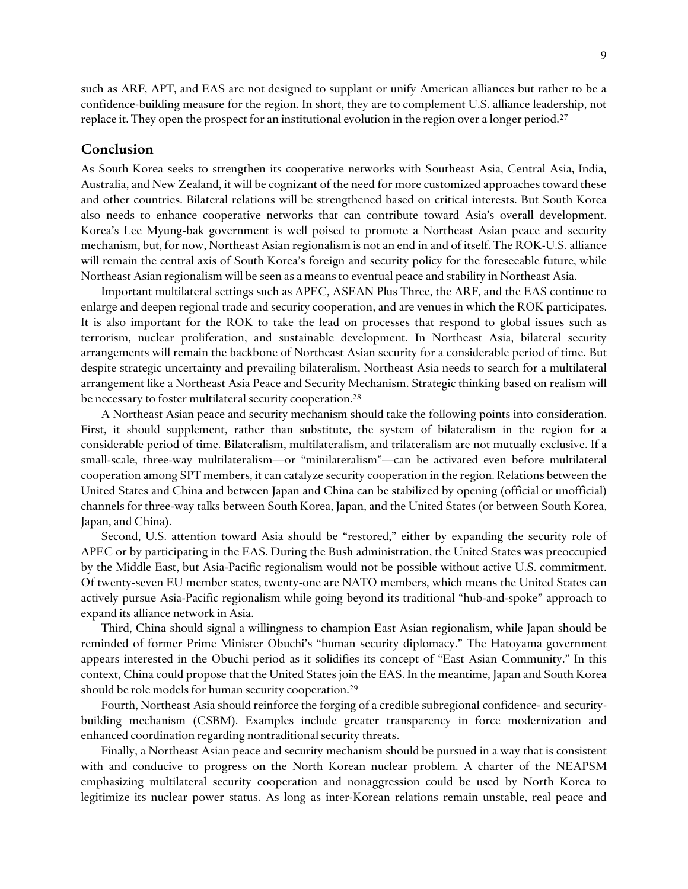such as ARF, APT, and EAS are not designed to supplant or unify American alliances but rather to be a confidence-building measure for the region. In short, they are to complement U.S. alliance leadership, not replace it. They open the prospect for an institutional evolution in the region over a longer period.[27]

## Conclusion

As South Korea seeks to strengthen its cooperative networks with Southeast Asia, Central Asia, India, Australia, and New Zealand, it will be cognizant of the need for more customized approaches toward these and other countries. Bilateral relations will be strengthened based on critical interests. But South Korea also needs to enhance cooperative networks that can contribute toward Asia's overall development. Korea's Lee Myung-bak government is well poised to promote a Northeast Asian peace and security mechanism, but, for now, Northeast Asian regionalism is not an end in and of itself. The ROK-U.S. alliance will remain the central axis of South Korea's foreign and security policy for the foreseeable future, while Northeast Asian regionalism will be seen as a means to eventual peace and stability in Northeast Asia.

Important multilateral settings such as APEC, ASEAN Plus Three, the ARF, and the EAS continue to enlarge and deepen regional trade and security cooperation, and are venues in which the ROK participates. It is also important for the ROK to take the lead on processes that respond to global issues such as terrorism, nuclear proliferation, and sustainable development. In Northeast Asia, bilateral security arrangements will remain the backbone of Northeast Asian security for a considerable period of time. But despite strategic uncertainty and prevailing bilateralism, Northeast Asia needs to search for a multilateral arrangement like a Northeast Asia Peace and Security Mechanism. Strategic thinking based on realism will be necessary to foster multilateral security cooperation.[28]

A Northeast Asian peace and security mechanism should take the following points into consideration. First, it should supplement, rather than substitute, the system of bilateralism in the region for a considerable period of time. Bilateralism, multilateralism, and trilateralism are not mutually exclusive. If a small-scale, three-way multilateralism—or "minilateralism"—can be activated even before multilateral cooperation among SPT members, it can catalyze security cooperation in the region. Relations between the United States and China and between Japan and China can be stabilized by opening (official or unofficial) channels for three-way talks between South Korea, Japan, and the United States (or between South Korea, Japan, and China).

Second, U.S. attention toward Asia should be "restored," either by expanding the security role of APEC or by participating in the EAS. During the Bush administration, the United States was preoccupied by the Middle East, but Asia-Pacific regionalism would not be possible without active U.S. commitment. Of twenty-seven EU member states, twenty-one are NATO members, which means the United States can actively pursue Asia-Pacific regionalism while going beyond its traditional "hub-and-spoke" approach to expand its alliance network in Asia.

Third, China should signal a willingness to champion East Asian regionalism, while Japan should be reminded of former Prime Minister Obuchi's "human security diplomacy." The Hatoyama government appears interested in the Obuchi period as it solidifies its concept of "East Asian Community." In this context, China could propose that the United States join the EAS. In the meantime, Japan and South Korea should be role models for human security cooperation.[29]

Fourth, Northeast Asia should reinforce the forging of a credible subregional confidence- and security-building mechanism (CSBM). Examples include greater transparency in force modernization and enhanced coordination regarding nontraditional security threats.

Finally, a Northeast Asian peace and security mechanism should be pursued in a way that is consistent with and conducive to progress on the North Korean nuclear problem. A charter of the NEAPSM emphasizing multilateral security cooperation and nonaggression could be used by North Korea to legitimize its nuclear power status. As long as inter-Korean relations remain unstable, real peace and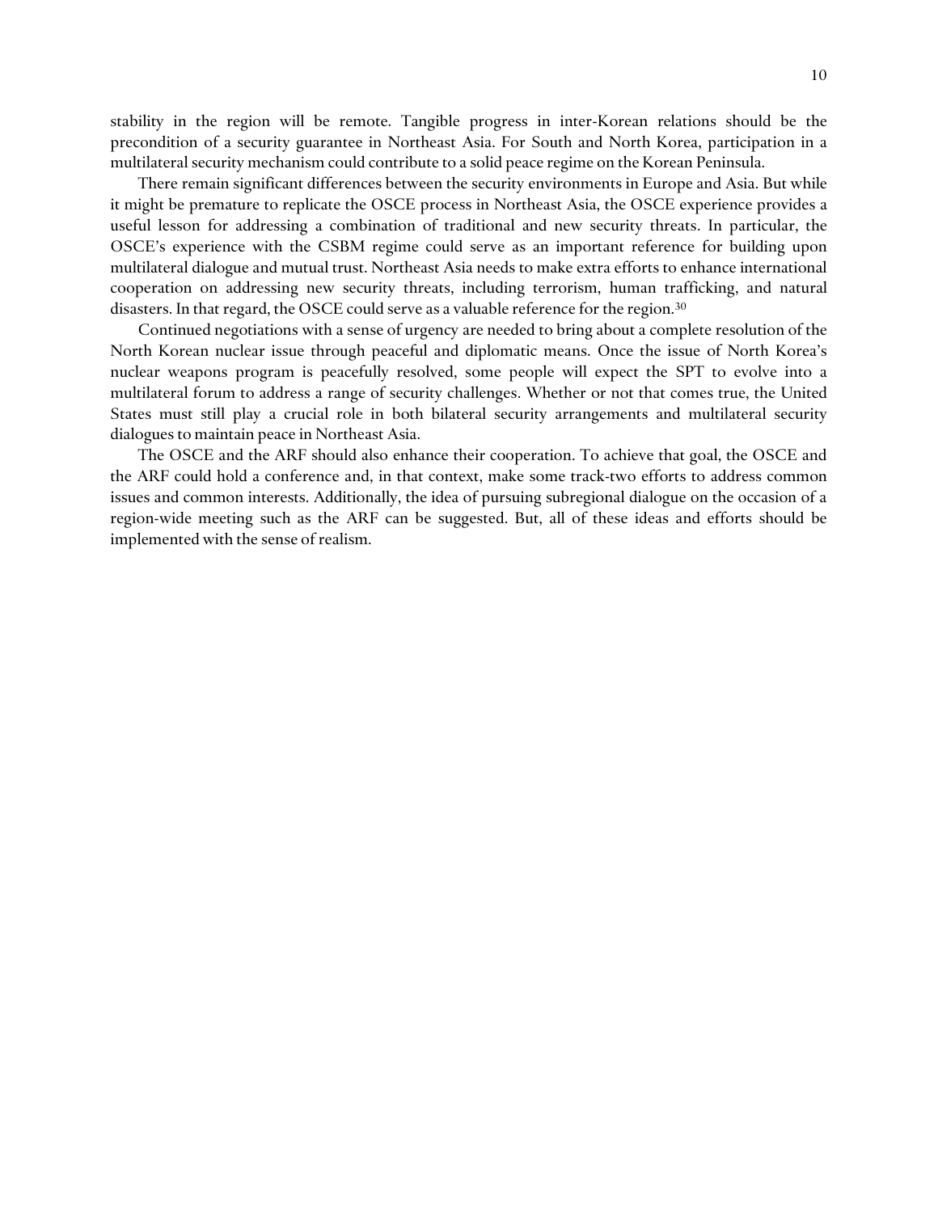stability in the region will be remote. Tangible progress in inter-Korean relations should be the precondition of a security guarantee in Northeast Asia. For South and North Korea, participation in a multilateral security mechanism could contribute to a solid peace regime on the Korean Peninsula.

There remain significant differences between the security environments in Europe and Asia. But while it might be premature to replicate the OSCE process in Northeast Asia, the OSCE experience provides a useful lesson for addressing a combination of traditional and new security threats. In particular, the OSCE's experience with the CSBM regime could serve as an important reference for building upon multilateral dialogue and mutual trust. Northeast Asia needs to make extra efforts to enhance international cooperation on addressing new security threats, including terrorism, human trafficking, and natural disasters. In that regard, the OSCE could serve as a valuable reference for the region.[30]

Continued negotiations with a sense of urgency are needed to bring about a complete resolution of the North Korean nuclear issue through peaceful and diplomatic means. Once the issue of North Korea's nuclear weapons program is peacefully resolved, some people will expect the SPT to evolve into a multilateral forum to address a range of security challenges. Whether or not that comes true, the United States must still play a crucial role in both bilateral security arrangements and multilateral security dialogues to maintain peace in Northeast Asia.

The OSCE and the ARF should also enhance their cooperation. To achieve that goal, the OSCE and the ARF could hold a conference and, in that context, make some track-two efforts to address common issues and common interests. Additionally, the idea of pursuing subregional dialogue on the occasion of a region-wide meeting such as the ARF can be suggested. But, all of these ideas and efforts should be implemented with the sense of realism.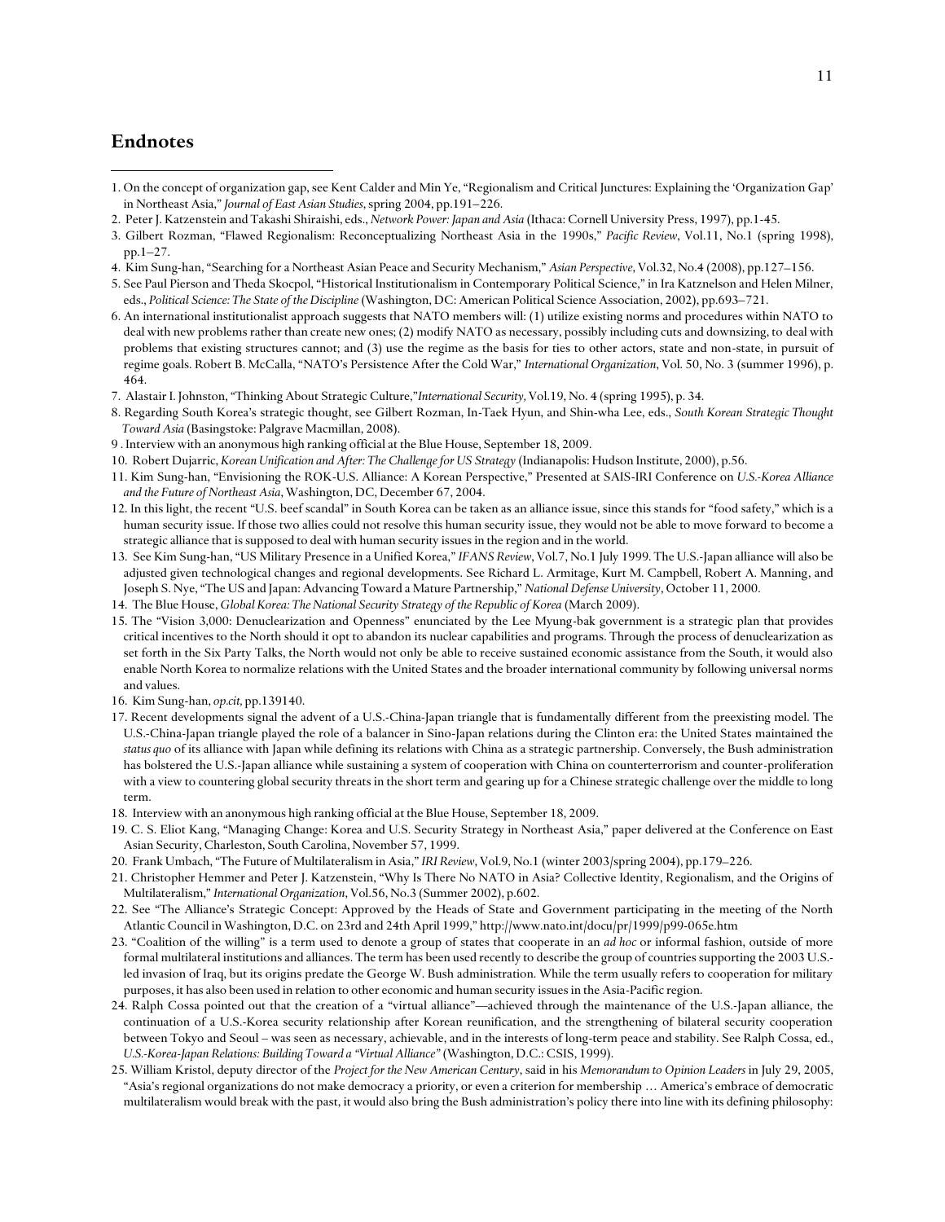## Endnotes

1. On the concept of organization gap, see Kent Calder and Min Ye, "Regionalism and Critical Junctures: Explaining the 'Organization Gap' in Northeast Asia," *Journal of East Asian Studies*, spring 2004, pp.191–226.
2. Peter J. Katzenstein and Takashi Shiraishi, eds., *Network Power: Japan and Asia* (Ithaca: Cornell University Press, 1997), pp.1-45.
3. Gilbert Rozman, "Flawed Regionalism: Reconceptualizing Northeast Asia in the 1990s," *Pacific Review*, Vol.11, No.1 (spring 1998), pp.1–27.
4. Kim Sung-han, "Searching for a Northeast Asian Peace and Security Mechanism," *Asian Perspective*, Vol.32, No.4 (2008), pp.127–156.
5. See Paul Pierson and Theda Skocpol, "Historical Institutionalism in Contemporary Political Science," in Ira Katznelson and Helen Milner, eds., *Political Science: The State of the Discipline* (Washington, DC: American Political Science Association, 2002), pp.693–721.
6. An international institutionalist approach suggests that NATO members will: (1) utilize existing norms and procedures within NATO to deal with new problems rather than create new ones; (2) modify NATO as necessary, possibly including cuts and downsizing, to deal with problems that existing structures cannot; and (3) use the regime as the basis for ties to other actors, state and non-state, in pursuit of regime goals. Robert B. McCalla, "NATO's Persistence After the Cold War," *International Organization*, Vol. 50, No. 3 (summer 1996), p. 464.
7. Alastair I. Johnston, "Thinking About Strategic Culture,"*International Security*, Vol.19, No. 4 (spring 1995), p. 34.
8. Regarding South Korea's strategic thought, see Gilbert Rozman, In-Taek Hyun, and Shin-wha Lee, eds., *South Korean Strategic Thought Toward Asia* (Basingstoke: Palgrave Macmillan, 2008).
9. Interview with an anonymous high ranking official at the Blue House, September 18, 2009.
10. Robert Dujarric, *Korean Unification and After: The Challenge for US Strategy* (Indianapolis: Hudson Institute, 2000), p.56.
11. Kim Sung-han, "Envisioning the ROK-U.S. Alliance: A Korean Perspective," Presented at SAIS-IRI Conference on *U.S.-Korea Alliance and the Future of Northeast Asia*, Washington, DC, December 67, 2004.
12. In this light, the recent "U.S. beef scandal" in South Korea can be taken as an alliance issue, since this stands for "food safety," which is a human security issue. If those two allies could not resolve this human security issue, they would not be able to move forward to become a strategic alliance that is supposed to deal with human security issues in the region and in the world.
13. See Kim Sung-han, "US Military Presence in a Unified Korea," *IFANS Review*, Vol.7, No.1 July 1999. The U.S.-Japan alliance will also be adjusted given technological changes and regional developments. See Richard L. Armitage, Kurt M. Campbell, Robert A. Manning, and Joseph S. Nye, "The US and Japan: Advancing Toward a Mature Partnership," *National Defense University*, October 11, 2000.
14. The Blue House, *Global Korea: The National Security Strategy of the Republic of Korea* (March 2009).
15. The "Vision 3,000: Denuclearization and Openness" enunciated by the Lee Myung-bak government is a strategic plan that provides critical incentives to the North should it opt to abandon its nuclear capabilities and programs. Through the process of denuclearization as set forth in the Six Party Talks, the North would not only be able to receive sustained economic assistance from the South, it would also enable North Korea to normalize relations with the United States and the broader international community by following universal norms and values.
16. Kim Sung-han, *op.cit*, pp.139140.
17. Recent developments signal the advent of a U.S.-China-Japan triangle that is fundamentally different from the preexisting model. The U.S.-China-Japan triangle played the role of a balancer in Sino-Japan relations during the Clinton era: the United States maintained the *status quo* of its alliance with Japan while defining its relations with China as a strategic partnership. Conversely, the Bush administration has bolstered the U.S.-Japan alliance while sustaining a system of cooperation with China on counterterrorism and counter-proliferation with a view to countering global security threats in the short term and gearing up for a Chinese strategic challenge over the middle to long term.
18. Interview with an anonymous high ranking official at the Blue House, September 18, 2009.
19. C. S. Eliot Kang, "Managing Change: Korea and U.S. Security Strategy in Northeast Asia," paper delivered at the Conference on East Asian Security, Charleston, South Carolina, November 57, 1999.
20. Frank Umbach, "The Future of Multilateralism in Asia," *IRI Review*, Vol.9, No.1 (winter 2003/spring 2004), pp.179–226.
21. Christopher Hemmer and Peter J. Katzenstein, "Why Is There No NATO in Asia? Collective Identity, Regionalism, and the Origins of Multilateralism," *International Organization*, Vol.56, No.3 (Summer 2002), p.602.
22. See "The Alliance's Strategic Concept: Approved by the Heads of State and Government participating in the meeting of the North Atlantic Council in Washington, D.C. on 23rd and 24th April 1999," http://www.nato.int/docu/pr/1999/p99-065e.htm
23. "Coalition of the willing" is a term used to denote a group of states that cooperate in an *ad hoc* or informal fashion, outside of more formal multilateral institutions and alliances. The term has been used recently to describe the group of countries supporting the 2003 U.S.-led invasion of Iraq, but its origins predate the George W. Bush administration. While the term usually refers to cooperation for military purposes, it has also been used in relation to other economic and human security issues in the Asia-Pacific region.
24. Ralph Cossa pointed out that the creation of a "virtual alliance"—achieved through the maintenance of the U.S.-Japan alliance, the continuation of a U.S.-Korea security relationship after Korean reunification, and the strengthening of bilateral security cooperation between Tokyo and Seoul – was seen as necessary, achievable, and in the interests of long-term peace and stability. See Ralph Cossa, ed., *U.S.-Korea-Japan Relations: Building Toward a "Virtual Alliance"* (Washington, D.C.: CSIS, 1999).
25. William Kristol, deputy director of the *Project for the New American Century*, said in his *Memorandum to Opinion Leaders* in July 29, 2005, "Asia's regional organizations do not make democracy a priority, or even a criterion for membership … America's embrace of democratic multilateralism would break with the past, it would also bring the Bush administration's policy there into line with its defining philosophy: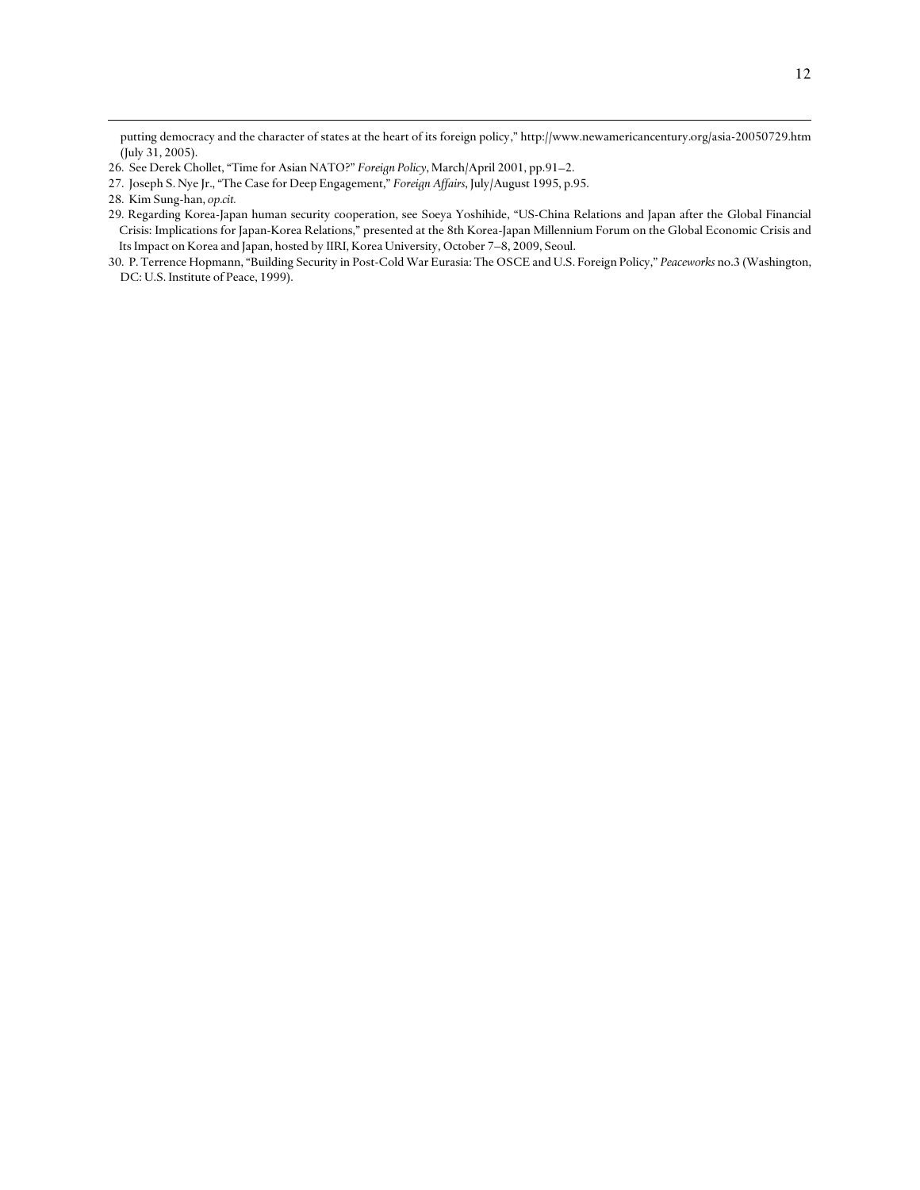putting democracy and the character of states at the heart of its foreign policy," http://www.newamericancentury.org/asia-20050729.htm (July 31, 2005).

26. See Derek Chollet, "Time for Asian NATO?" *Foreign Policy*, March/April 2001, pp.91–2.
27. Joseph S. Nye Jr., "The Case for Deep Engagement," *Foreign Affairs*, July/August 1995, p.95.
28. Kim Sung-han, *op.cit.*
29. Regarding Korea-Japan human security cooperation, see Soeya Yoshihide, "US-China Relations and Japan after the Global Financial Crisis: Implications for Japan-Korea Relations," presented at the 8th Korea-Japan Millennium Forum on the Global Economic Crisis and Its Impact on Korea and Japan, hosted by IIRI, Korea University, October 7–8, 2009, Seoul.
30. P. Terrence Hopmann, "Building Security in Post-Cold War Eurasia: The OSCE and U.S. Foreign Policy," *Peaceworks* no.3 (Washington, DC: U.S. Institute of Peace, 1999).